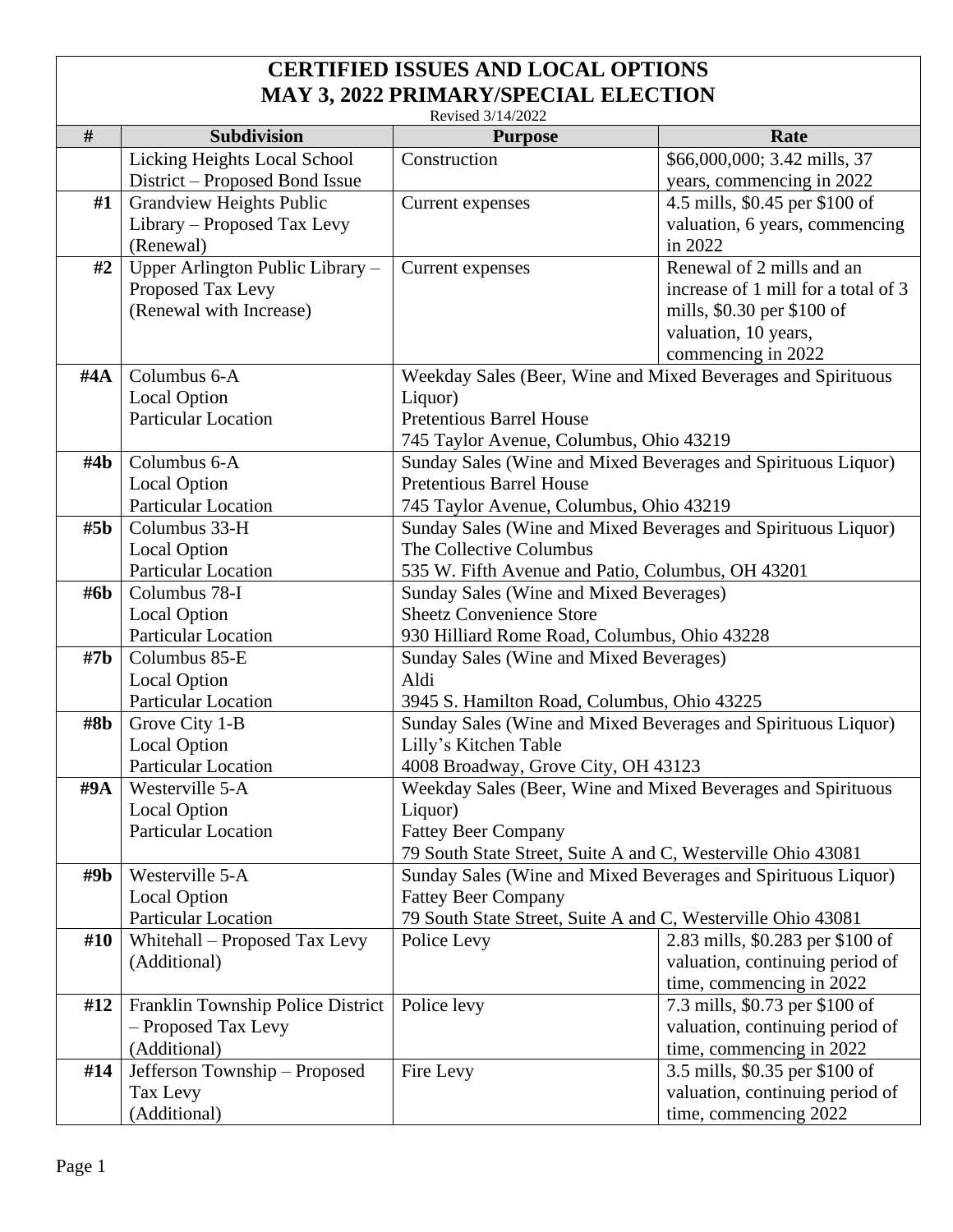# CERTIFIED ISSUES AND LOCAL OPTIONS
# MAY 3, 2022 PRIMARY/SPECIAL ELECTION

Revised 3/14/2022

| # | Subdivision | Purpose | Rate |
|---|---|---|---|
| | Licking Heights Local School District – Proposed Bond Issue | Construction | $66,000,000; 3.42 mills, 37 years, commencing in 2022 |
| #1 | Grandview Heights Public Library – Proposed Tax Levy (Renewal) | Current expenses | 4.5 mills, $0.45 per $100 of valuation, 6 years, commencing in 2022 |
| #2 | Upper Arlington Public Library – Proposed Tax Levy (Renewal with Increase) | Current expenses | Renewal of 2 mills and an increase of 1 mill for a total of 3 mills, $0.30 per $100 of valuation, 10 years, commencing in 2022 |
| #4A | Columbus 6-A Local Option Particular Location | Weekday Sales (Beer, Wine and Mixed Beverages and Spirituous Liquor) Pretentious Barrel House 745 Taylor Avenue, Columbus, Ohio 43219 | |
| #4b | Columbus 6-A Local Option Particular Location | Sunday Sales (Wine and Mixed Beverages and Spirituous Liquor) Pretentious Barrel House 745 Taylor Avenue, Columbus, Ohio 43219 | |
| #5b | Columbus 33-H Local Option Particular Location | Sunday Sales (Wine and Mixed Beverages and Spirituous Liquor) The Collective Columbus 535 W. Fifth Avenue and Patio, Columbus, OH 43201 | |
| #6b | Columbus 78-I Local Option Particular Location | Sunday Sales (Wine and Mixed Beverages) Sheetz Convenience Store 930 Hilliard Rome Road, Columbus, Ohio 43228 | |
| #7b | Columbus 85-E Local Option Particular Location | Sunday Sales (Wine and Mixed Beverages) Aldi 3945 S. Hamilton Road, Columbus, Ohio 43225 | |
| #8b | Grove City 1-B Local Option Particular Location | Sunday Sales (Wine and Mixed Beverages and Spirituous Liquor) Lilly's Kitchen Table 4008 Broadway, Grove City, OH 43123 | |
| #9A | Westerville 5-A Local Option Particular Location | Weekday Sales (Beer, Wine and Mixed Beverages and Spirituous Liquor) Fattey Beer Company 79 South State Street, Suite A and C, Westerville Ohio 43081 | |
| #9b | Westerville 5-A Local Option Particular Location | Sunday Sales (Wine and Mixed Beverages and Spirituous Liquor) Fattey Beer Company 79 South State Street, Suite A and C, Westerville Ohio 43081 | |
| #10 | Whitehall – Proposed Tax Levy (Additional) | Police Levy | 2.83 mills, $0.283 per $100 of valuation, continuing period of time, commencing in 2022 |
| #12 | Franklin Township Police District – Proposed Tax Levy (Additional) | Police levy | 7.3 mills, $0.73 per $100 of valuation, continuing period of time, commencing in 2022 |
| #14 | Jefferson Township – Proposed Tax Levy (Additional) | Fire Levy | 3.5 mills, $0.35 per $100 of valuation, continuing period of time, commencing 2022 |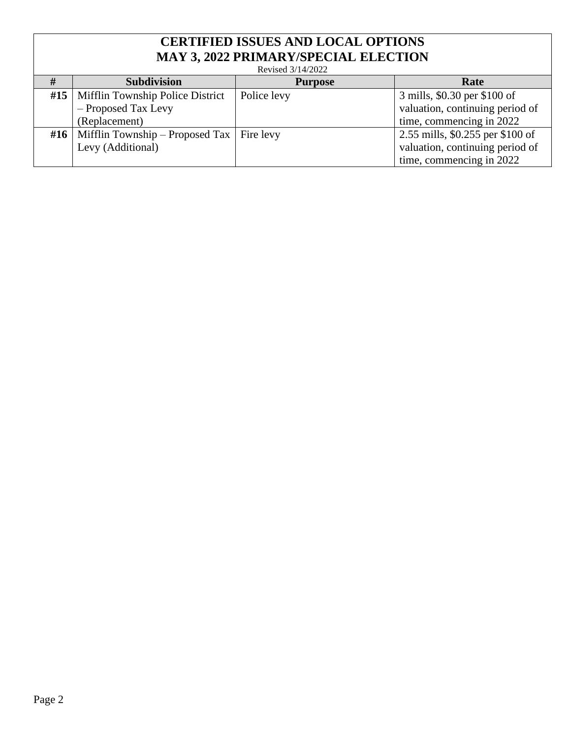# CERTIFIED ISSUES AND LOCAL OPTIONS
# MAY 3, 2022 PRIMARY/SPECIAL ELECTION

Revised 3/14/2022

| # | Subdivision | Purpose | Rate |
|---|---|---|---|
| **#15** | Mifflin Township Police District – Proposed Tax Levy (Replacement) | Police levy | 3 mills, $0.30 per $100 of valuation, continuing period of time, commencing in 2022 |
| **#16** | Mifflin Township – Proposed Tax Levy (Additional) | Fire levy | 2.55 mills, $0.255 per $100 of valuation, continuing period of time, commencing in 2022 |